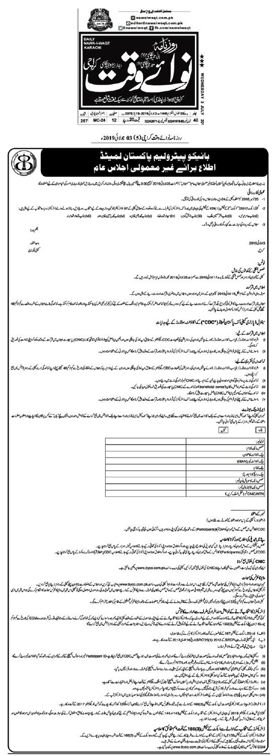روزنامہ نوائے وقت کراچی

DAILY NAWA-I-WAQT KARACHI

WEDNESDAY 3 JULY 2019

روزنامہ نوائے وقت کراچی (5) 03 جولائی 2019ء

# بائیکو پیٹرولیم پاکستان لمیٹڈ

## اطلاع برائے غیر معمولی اجلاس عام

بذریعہ ہذا اطلاع دی جاتی ہے کہ بائیکو پیٹرولیم پاکستان لمیٹڈ ("کمپنی") کے ممبران کا غیر معمولی اجلاس عام ("اجلاس") بروز جمعرات 25 جولائی 2019ء کو صبح 9:30 بجے کراچی میں درج ذیل امور کی انجام دہی کے لیے منعقد ہوگا:

### عمومی کارروائی

1- 26 اپریل 2018ء کو منعقدہ کمپنی کے 24ویں سالانہ اجلاس عام کی کارروائی کی توثیق۔

2- کمپنیز ایکٹ 2017ء ("ایکٹ") کے سیکشن (1)159 کے تحت بورڈ آف ڈائریکٹرز کی طرف سے مقرر کردہ تعداد کے مطابق کمپنی کے 07 ڈائریکٹرز کا انتخاب۔

3- اجلاس کے صدر کی اجازت سے کسی دیگر کارروائی پر غور کرنا۔

بحکم بورڈ

3 جولائی 2019ء

کراچی

ماجد مقتدر

کمپنی سیکرٹری

### نوٹس:

**حصص منتقلی کے کھاتوں کی بندش**

کمپنی کے ممبران رجسٹر اور حصص منتقلی کے کھاتے 17 جولائی 2019ء سے 25 جولائی 2019ء تک (دونوں دن شامل) بند رہیں گے۔

**اجلاس میں شرکت**

### سینٹرل ڈپازٹری کمپنی آف پاکستان لمیٹڈ ("CDC") کے اکاؤنٹ ہولڈرز کے لیے ہدایات

**اجلاس میں شرکت کے لیے:**

**نمائندوں کی تقرری کے لیے:**

**ڈیویڈنڈ مینڈیٹ**

| ہاں | نہیں |
|---|---|
| | |

| | |
|---|---|
| فولیو نمبر | |
| حصص یافتگان کا نام | |
| بینک اکاؤنٹ کا عنوان | |
| بینک اکاؤنٹ نمبر (IBAN) | |
| بینک کا نام | |
| بینک برانچ کا نام اور پتہ | |
| حصص یافتگان کا سیل/موبائل نمبر | |
| حصص یافتگان کا ای میل | |
| CNIC/NTN نمبر (نقل منسلک کریں) | |

ممبر کے دستخط

**پتہ میں تبدیلی کی اطلاع اور زکوٰۃ کا اعلامیہ**

**CNIC کی نقل جمع کرانا**

**ویڈیو کانفرنس کی سہولت**

**ڈائریکٹرز کا انتخاب لڑنے کے خواہش مند افراد کی طرف سے ارادے کا نوٹس**

**ڈائریکٹرز کے انتخاب کے حوالے سے ایکٹ کے سیکشن (3)166 کے تحت اسٹیٹمنٹ کا اعلامیہ**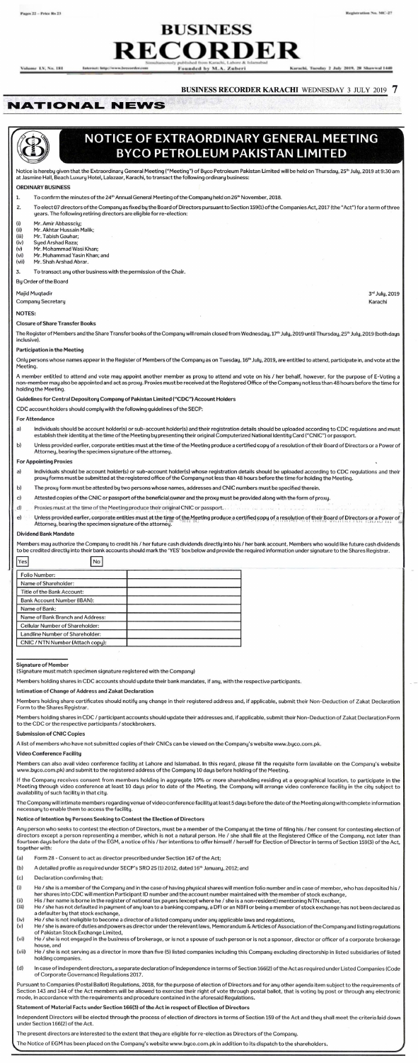# NOTICE OF EXTRAORDINARY GENERAL MEETING
# BYCO PETROLEUM PAKISTAN LIMITED

Notice is hereby given that the Extraordinary General Meeting ("Meeting") of Byco Petroleum Pakistan Limited will be held on Thursday, 25th July, 2019 at 9:30 am at Jasmine Hall, Beach Luxury Hotel, Lalazar, Karachi, to transact the following ordinary business:

**ORDINARY BUSINESS**

1. To confirm the minutes of the 24th Annual General Meeting of the Company held on 26th November, 2018.
2. To elect 07 directors of the Company as fixed by the Board of Directors pursuant to Section 159(1) of the Companies Act, 2017 (the "Act") for a term of three years. The following retiring directors are eligible for re-election:

(i) Mr. Amir Abbassciy;
(ii) Mr. Akhtar Hussain Malik;
(iii) Mr. Tabish Gauhar;
(iv) Syed Arshad Raza;
(v) Mr. Mohammad Wasi Khan;
(vi) Mr. Muhammad Yasin Khan; and
(vii) Mr. Shah Arshad Abrar.

3. To transact any other business with the permission of the Chair.

By Order of the Board

Majid Muqtadir
Company Secretary

3rd July, 2019
Karachi

**NOTES:**

**Closure of Share Transfer Books**

The Register of Members and the Share Transfer books of the Company will remain closed from Wednesday, 17th July, 2019 until Thursday, 25th July, 2019 (both days inclusive).

**Participation in the Meeting**

Only persons whose names appear in the Register of Members of the Company as on Tuesday, 16th July, 2019, are entitled to attend, participate in, and vote at the Meeting.

A member entitled to attend and vote may appoint another member as proxy to attend and vote on his / her behalf, however, for the purpose of E-Voting a non-member may also be appointed and act as proxy. Proxies must be received at the Registered Office of the Company not less than 48 hours before the time for holding the Meeting.

**Guidelines for Central Depository Company of Pakistan Limited ("CDC") Account Holders**

CDC account holders should comply with the following guidelines of the SECP:

**For Attendance**

a) Individuals should be account holder(s) or sub-account holder(s) and their registration details should be uploaded according to CDC regulations and must establish their identity at the time of the Meeting by presenting their original Computerized National Identity Card ("CNIC") or passport.
b) Unless provided earlier, corporate entities must at the time of the Meeting produce a certified copy of a resolution of their Board of Directors or a Power of Attorney, bearing the specimen signature of the attorney.

**For Appointing Proxies**

a) Individuals should be account holder(s) or sub-account holder(s) whose registration details should be uploaded according to CDC regulations and their proxy forms must be submitted at the registered office of the Company not less than 48 hours before the time for holding the Meeting.
b) The proxy form must be attested by two persons whose names, addresses and CNIC numbers must be specified therein.
c) Attested copies of the CNIC or passport of the beneficial owner and the proxy must be provided along with the form of proxy.
d) Proxies must at the time of the Meeting produce their original CNIC or passport.
e) Unless provided earlier, corporate entities must at the time of the Meeting produce a certified copy of a resolution of their Board of Directors or a Power of Attorney, bearing the specimen signature of the attorney.

**Dividend Bank Mandate**

Members may authorize the Company to credit his / her future cash dividends directly into his / her bank account. Members who would like future cash dividends to be credited directly into their bank accounts should mark the 'YES' box below and provide the required information under signature to the Shares Registrar.

Yes ☐ No ☐

| | |
|---|---|
| Folio Number: | |
| Name of Shareholder: | |
| Title of the Bank Account: | |
| Bank Account Number (IBAN): | |
| Name of Bank: | |
| Name of Bank Branch and Address: | |
| Cellular Number of Shareholder: | |
| Landline Number of Shareholder: | |
| CNIC / NTN Number (Attach copy): | |

**Signature of Member**
(Signature must match specimen signature registered with the Company)

Members holding shares in CDC accounts should update their bank mandates, if any, with the respective participants.

**Intimation of Change of Address and Zakat Declaration**

Members holding share certificates should notify any change in their registered address and, if applicable, submit their Non-Deduction of Zakat Declaration Form to the Shares Registrar.

Members holding shares in CDC / participant accounts should update their addresses and, if applicable, submit their Non-Deduction of Zakat Declaration Form to the CDC or the respective participants / stockbrokers.

**Submission of CNIC Copies**

A list of members who have not submitted copies of their CNICs can be viewed on the Company's website www.byco.com.pk.

**Video Conference Facility**

Members can also avail video conference facility at Lahore and Islamabad. In this regard, please fill the requisite form (available on the Company's website www.byco.com.pk) and submit to the registered address of the Company 10 days before holding of the Meeting.

If the Company receives consent from members holding in aggregate 10% or more shareholding residing at a geographical location, to participate in the Meeting through video conference at least 10 days prior to date of the Meeting, the Company will arrange video conference facility in the city subject to availability of such facility in that city.

The Company will intimate members regarding venue of video conference facility at least 5 days before the date of the Meeting along with complete information necessary to enable them to access the facility.

**Notice of Intention by Persons Seeking to Contest the Election of Directors**

Any person who seeks to contest the election of Directors, must be a member of the Company at the time of filing his / her consent for contesting election of directors except a person representing a member, which is not a natural person. He / she shall file at the Registered Office of the Company, not later than fourteen days before the date of the EGM, a notice of his / her intentions to offer himself / herself for Election of Director in terms of Section 159(3) of the Act, together with:

(a) Form 28 - Consent to act as director prescribed under Section 167 of the Act;
(b) A detailed profile as required under SECP's SRO 25 (1) 2012, dated 16th January, 2012; and
(c) Declaration confirming that:

(i) He / she is a member of the Company and in the case of having physical shares will mention folio number and in case of member, who has deposited his / her shares into CDC will mention Participant ID number and the account number maintained with the member of stock exchange,
(ii) His / her name is borne in the register of national tax payers (except where he / she is a non-resident) mentioning NTN number,
(iii) He / she has not defaulted in payment of any loan to a banking company, a DFI or an NBFI or being a member of stock exchange has not been declared as a defaulter by that stock exchange,
(iv) He / she is not ineligible to become a director of a listed company under any applicable laws and regulations,
(v) He / she is aware of duties and powers as director under the relevant laws, Memorandum & Articles of Association of the Company and listing regulations of Pakistan Stock Exchange Limited,
(vi) He / she is not engaged in the business of brokerage, or is not a spouse of such person or is not a sponsor, director or officer of a corporate brokerage house, and
(vii) He / she is not serving as a director in more than five (5) listed companies including this Company excluding directorship in listed subsidiaries of listed holding companies.

(d) In case of independent directors, a separate declaration of Independence in terms of Section 166(2) of the Act as required under Listed Companies (Code of Corporate Governance) Regulations 2017.

Pursuant to Companies (Postal Ballot) Regulations, 2018, for the purpose of election of Directors and for any other agenda item subject to the requirements of Section 143 and 144 of the Act members will be allowed to exercise their right of vote through postal ballot, that is voting by post or through any electronic mode, in accordance with the requirements and procedure contained in the aforesaid Regulations.

**Statement of Material Facts under Section 166(3) of the Act in respect of Election of Directors**

Independent Directors will be elected through the process of election of directors in terms of Section 159 of the Act and they shall meet the criteria laid down under Section 166(2) of the Act.

The present directors are interested to the extent that they are eligible for re-election as Directors of the Company.

The Notice of EGM has been placed on the Company's website www.byco.com.pk in addition to its dispatch to the shareholders.